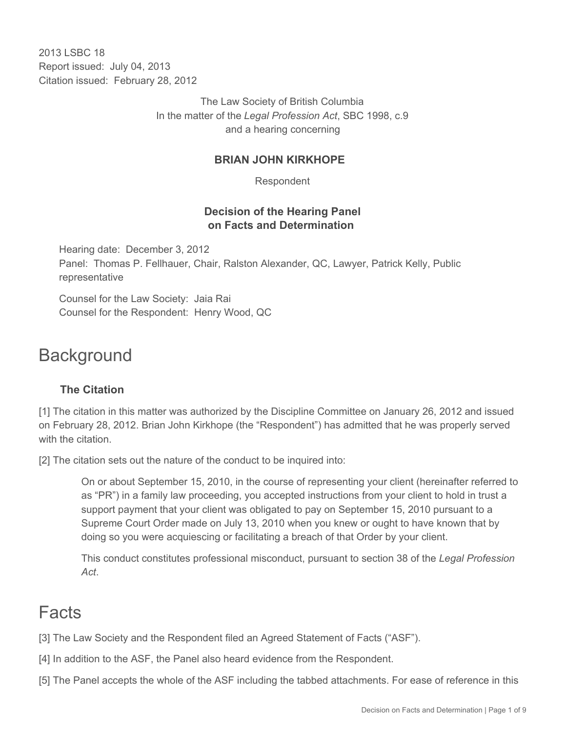2013 LSBC 18
Report issued: July 04, 2013
Citation issued: February 28, 2012

The Law Society of British Columbia
In the matter of the *Legal Profession Act*, SBC 1998, c.9
and a hearing concerning

**BRIAN JOHN KIRKHOPE**

Respondent

**Decision of the Hearing Panel on Facts and Determination**

Hearing date: December 3, 2012
Panel: Thomas P. Fellhauer, Chair, Ralston Alexander, QC, Lawyer, Patrick Kelly, Public representative

Counsel for the Law Society: Jaia Rai
Counsel for the Respondent: Henry Wood, QC

# Background

## The Citation

[1] The citation in this matter was authorized by the Discipline Committee on January 26, 2012 and issued on February 28, 2012. Brian John Kirkhope (the "Respondent") has admitted that he was properly served with the citation.

[2] The citation sets out the nature of the conduct to be inquired into:

> On or about September 15, 2010, in the course of representing your client (hereinafter referred to as "PR") in a family law proceeding, you accepted instructions from your client to hold in trust a support payment that your client was obligated to pay on September 15, 2010 pursuant to a Supreme Court Order made on July 13, 2010 when you knew or ought to have known that by doing so you were acquiescing or facilitating a breach of that Order by your client.
>
> This conduct constitutes professional misconduct, pursuant to section 38 of the *Legal Profession Act*.

# Facts

[3] The Law Society and the Respondent filed an Agreed Statement of Facts ("ASF").

[4] In addition to the ASF, the Panel also heard evidence from the Respondent.

[5] The Panel accepts the whole of the ASF including the tabbed attachments. For ease of reference in this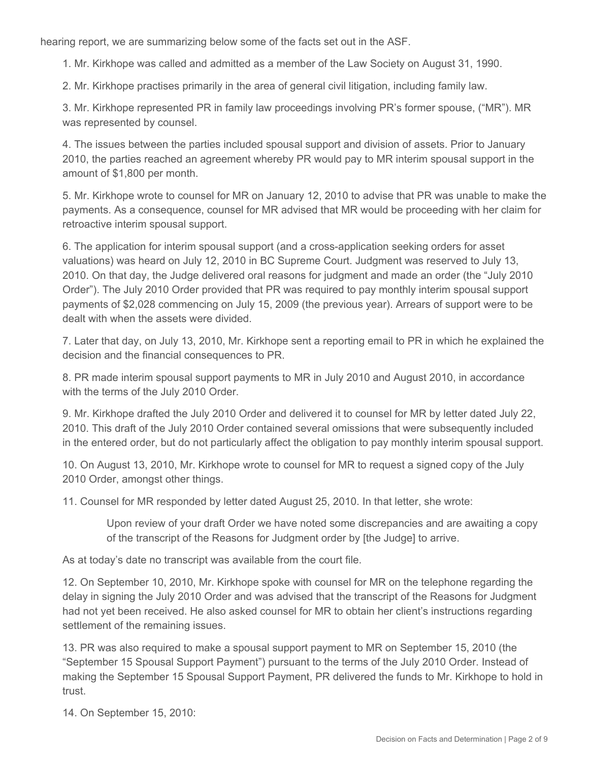hearing report, we are summarizing below some of the facts set out in the ASF.

1. Mr. Kirkhope was called and admitted as a member of the Law Society on August 31, 1990.

2. Mr. Kirkhope practises primarily in the area of general civil litigation, including family law.

3. Mr. Kirkhope represented PR in family law proceedings involving PR's former spouse, ("MR"). MR was represented by counsel.

4. The issues between the parties included spousal support and division of assets. Prior to January 2010, the parties reached an agreement whereby PR would pay to MR interim spousal support in the amount of $1,800 per month.

5. Mr. Kirkhope wrote to counsel for MR on January 12, 2010 to advise that PR was unable to make the payments. As a consequence, counsel for MR advised that MR would be proceeding with her claim for retroactive interim spousal support.

6. The application for interim spousal support (and a cross-application seeking orders for asset valuations) was heard on July 12, 2010 in BC Supreme Court. Judgment was reserved to July 13, 2010. On that day, the Judge delivered oral reasons for judgment and made an order (the "July 2010 Order"). The July 2010 Order provided that PR was required to pay monthly interim spousal support payments of $2,028 commencing on July 15, 2009 (the previous year). Arrears of support were to be dealt with when the assets were divided.

7. Later that day, on July 13, 2010, Mr. Kirkhope sent a reporting email to PR in which he explained the decision and the financial consequences to PR.

8. PR made interim spousal support payments to MR in July 2010 and August 2010, in accordance with the terms of the July 2010 Order.

9. Mr. Kirkhope drafted the July 2010 Order and delivered it to counsel for MR by letter dated July 22, 2010. This draft of the July 2010 Order contained several omissions that were subsequently included in the entered order, but do not particularly affect the obligation to pay monthly interim spousal support.

10. On August 13, 2010, Mr. Kirkhope wrote to counsel for MR to request a signed copy of the July 2010 Order, amongst other things.

11. Counsel for MR responded by letter dated August 25, 2010. In that letter, she wrote:

> Upon review of your draft Order we have noted some discrepancies and are awaiting a copy of the transcript of the Reasons for Judgment order by [the Judge] to arrive.

As at today's date no transcript was available from the court file.

12. On September 10, 2010, Mr. Kirkhope spoke with counsel for MR on the telephone regarding the delay in signing the July 2010 Order and was advised that the transcript of the Reasons for Judgment had not yet been received. He also asked counsel for MR to obtain her client's instructions regarding settlement of the remaining issues.

13. PR was also required to make a spousal support payment to MR on September 15, 2010 (the "September 15 Spousal Support Payment") pursuant to the terms of the July 2010 Order. Instead of making the September 15 Spousal Support Payment, PR delivered the funds to Mr. Kirkhope to hold in trust.

14. On September 15, 2010: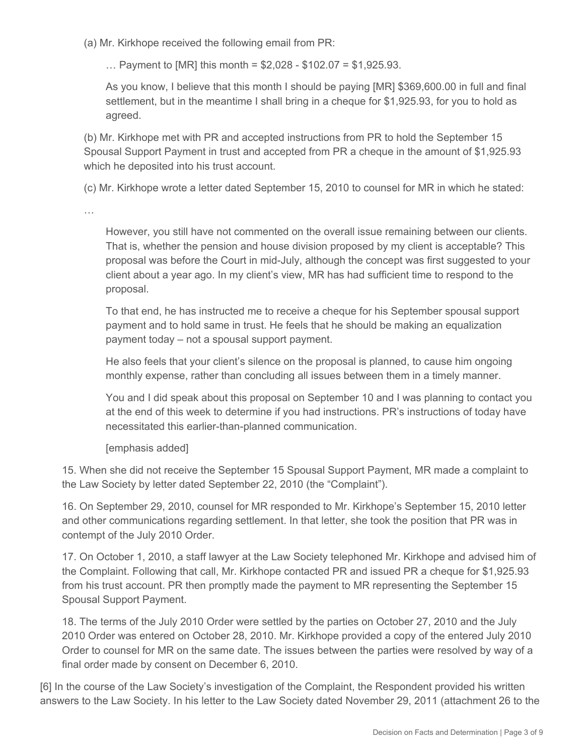(a) Mr. Kirkhope received the following email from PR:

> … Payment to [MR] this month = $2,028 - $102.07 = $1,925.93.
>
> As you know, I believe that this month I should be paying [MR] $369,600.00 in full and final settlement, but in the meantime I shall bring in a cheque for $1,925.93, for you to hold as agreed.

(b) Mr. Kirkhope met with PR and accepted instructions from PR to hold the September 15 Spousal Support Payment in trust and accepted from PR a cheque in the amount of $1,925.93 which he deposited into his trust account.

(c) Mr. Kirkhope wrote a letter dated September 15, 2010 to counsel for MR in which he stated:

…

> However, you still have not commented on the overall issue remaining between our clients. That is, whether the pension and house division proposed by my client is acceptable? This proposal was before the Court in mid-July, although the concept was first suggested to your client about a year ago. In my client's view, MR has had sufficient time to respond to the proposal.
>
> To that end, he has instructed me to receive a cheque for his September spousal support payment and to hold same in trust. He feels that he should be making an equalization payment today – not a spousal support payment.
>
> He also feels that your client's silence on the proposal is planned, to cause him ongoing monthly expense, rather than concluding all issues between them in a timely manner.
>
> You and I did speak about this proposal on September 10 and I was planning to contact you at the end of this week to determine if you had instructions. PR's instructions of today have necessitated this earlier-than-planned communication.
>
> [emphasis added]

15. When she did not receive the September 15 Spousal Support Payment, MR made a complaint to the Law Society by letter dated September 22, 2010 (the "Complaint").

16. On September 29, 2010, counsel for MR responded to Mr. Kirkhope's September 15, 2010 letter and other communications regarding settlement. In that letter, she took the position that PR was in contempt of the July 2010 Order.

17. On October 1, 2010, a staff lawyer at the Law Society telephoned Mr. Kirkhope and advised him of the Complaint. Following that call, Mr. Kirkhope contacted PR and issued PR a cheque for $1,925.93 from his trust account. PR then promptly made the payment to MR representing the September 15 Spousal Support Payment.

18. The terms of the July 2010 Order were settled by the parties on October 27, 2010 and the July 2010 Order was entered on October 28, 2010. Mr. Kirkhope provided a copy of the entered July 2010 Order to counsel for MR on the same date. The issues between the parties were resolved by way of a final order made by consent on December 6, 2010.

[6] In the course of the Law Society's investigation of the Complaint, the Respondent provided his written answers to the Law Society. In his letter to the Law Society dated November 29, 2011 (attachment 26 to the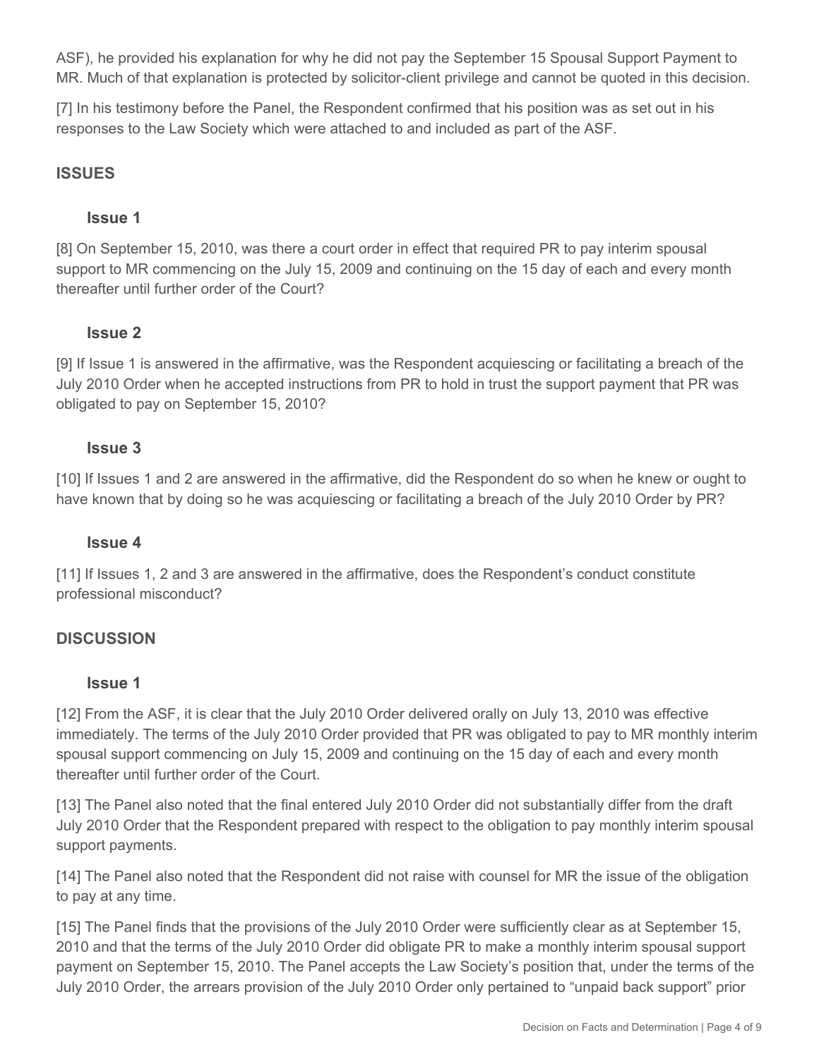ASF), he provided his explanation for why he did not pay the September 15 Spousal Support Payment to MR. Much of that explanation is protected by solicitor-client privilege and cannot be quoted in this decision.

[7] In his testimony before the Panel, the Respondent confirmed that his position was as set out in his responses to the Law Society which were attached to and included as part of the ASF.

## ISSUES

### Issue 1

[8] On September 15, 2010, was there a court order in effect that required PR to pay interim spousal support to MR commencing on the July 15, 2009 and continuing on the 15 day of each and every month thereafter until further order of the Court?

### Issue 2

[9] If Issue 1 is answered in the affirmative, was the Respondent acquiescing or facilitating a breach of the July 2010 Order when he accepted instructions from PR to hold in trust the support payment that PR was obligated to pay on September 15, 2010?

### Issue 3

[10] If Issues 1 and 2 are answered in the affirmative, did the Respondent do so when he knew or ought to have known that by doing so he was acquiescing or facilitating a breach of the July 2010 Order by PR?

### Issue 4

[11] If Issues 1, 2 and 3 are answered in the affirmative, does the Respondent's conduct constitute professional misconduct?

## DISCUSSION

### Issue 1

[12] From the ASF, it is clear that the July 2010 Order delivered orally on July 13, 2010 was effective immediately. The terms of the July 2010 Order provided that PR was obligated to pay to MR monthly interim spousal support commencing on July 15, 2009 and continuing on the 15 day of each and every month thereafter until further order of the Court.

[13] The Panel also noted that the final entered July 2010 Order did not substantially differ from the draft July 2010 Order that the Respondent prepared with respect to the obligation to pay monthly interim spousal support payments.

[14] The Panel also noted that the Respondent did not raise with counsel for MR the issue of the obligation to pay at any time.

[15] The Panel finds that the provisions of the July 2010 Order were sufficiently clear as at September 15, 2010 and that the terms of the July 2010 Order did obligate PR to make a monthly interim spousal support payment on September 15, 2010. The Panel accepts the Law Society's position that, under the terms of the July 2010 Order, the arrears provision of the July 2010 Order only pertained to "unpaid back support" prior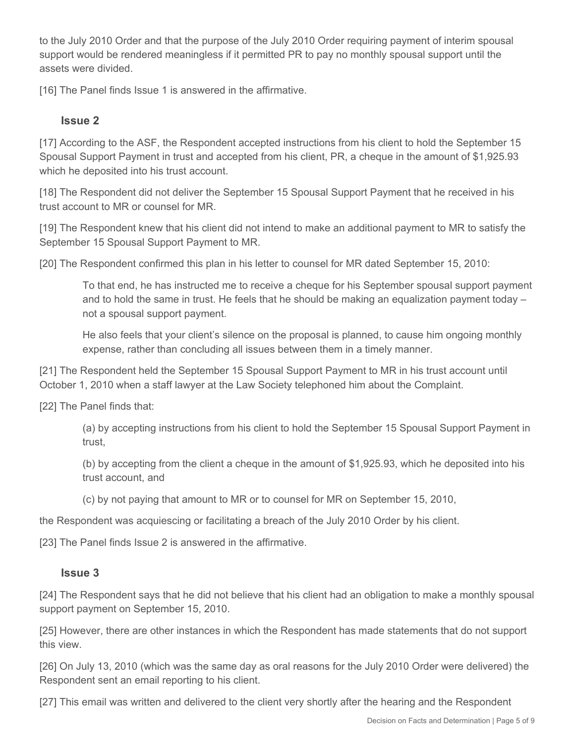to the July 2010 Order and that the purpose of the July 2010 Order requiring payment of interim spousal support would be rendered meaningless if it permitted PR to pay no monthly spousal support until the assets were divided.

[16] The Panel finds Issue 1 is answered in the affirmative.

### Issue 2

[17] According to the ASF, the Respondent accepted instructions from his client to hold the September 15 Spousal Support Payment in trust and accepted from his client, PR, a cheque in the amount of $1,925.93 which he deposited into his trust account.

[18] The Respondent did not deliver the September 15 Spousal Support Payment that he received in his trust account to MR or counsel for MR.

[19] The Respondent knew that his client did not intend to make an additional payment to MR to satisfy the September 15 Spousal Support Payment to MR.

[20] The Respondent confirmed this plan in his letter to counsel for MR dated September 15, 2010:

> To that end, he has instructed me to receive a cheque for his September spousal support payment and to hold the same in trust. He feels that he should be making an equalization payment today – not a spousal support payment.
>
> He also feels that your client's silence on the proposal is planned, to cause him ongoing monthly expense, rather than concluding all issues between them in a timely manner.

[21] The Respondent held the September 15 Spousal Support Payment to MR in his trust account until October 1, 2010 when a staff lawyer at the Law Society telephoned him about the Complaint.

[22] The Panel finds that:

> (a) by accepting instructions from his client to hold the September 15 Spousal Support Payment in trust,
>
> (b) by accepting from the client a cheque in the amount of $1,925.93, which he deposited into his trust account, and
>
> (c) by not paying that amount to MR or to counsel for MR on September 15, 2010,

the Respondent was acquiescing or facilitating a breach of the July 2010 Order by his client.

[23] The Panel finds Issue 2 is answered in the affirmative.

### Issue 3

[24] The Respondent says that he did not believe that his client had an obligation to make a monthly spousal support payment on September 15, 2010.

[25] However, there are other instances in which the Respondent has made statements that do not support this view.

[26] On July 13, 2010 (which was the same day as oral reasons for the July 2010 Order were delivered) the Respondent sent an email reporting to his client.

[27] This email was written and delivered to the client very shortly after the hearing and the Respondent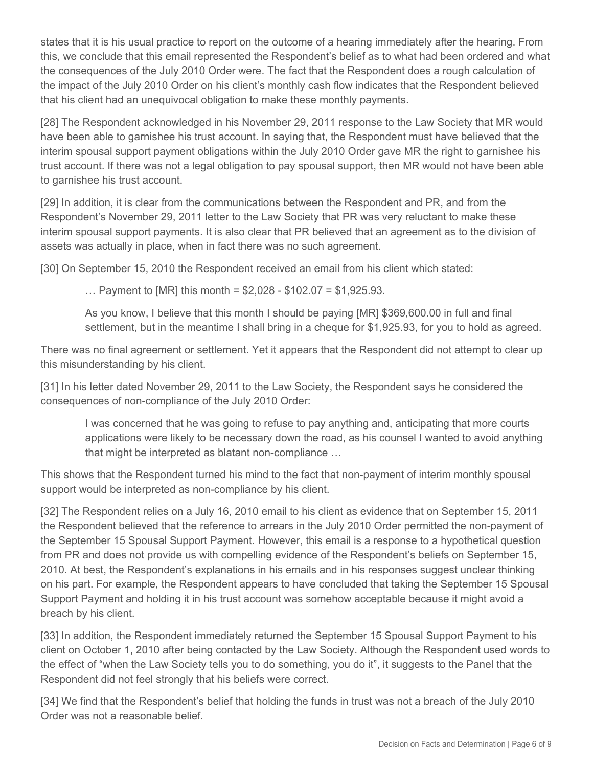states that it is his usual practice to report on the outcome of a hearing immediately after the hearing. From this, we conclude that this email represented the Respondent's belief as to what had been ordered and what the consequences of the July 2010 Order were. The fact that the Respondent does a rough calculation of the impact of the July 2010 Order on his client's monthly cash flow indicates that the Respondent believed that his client had an unequivocal obligation to make these monthly payments.

[28] The Respondent acknowledged in his November 29, 2011 response to the Law Society that MR would have been able to garnishee his trust account. In saying that, the Respondent must have believed that the interim spousal support payment obligations within the July 2010 Order gave MR the right to garnishee his trust account. If there was not a legal obligation to pay spousal support, then MR would not have been able to garnishee his trust account.

[29] In addition, it is clear from the communications between the Respondent and PR, and from the Respondent's November 29, 2011 letter to the Law Society that PR was very reluctant to make these interim spousal support payments. It is also clear that PR believed that an agreement as to the division of assets was actually in place, when in fact there was no such agreement.

[30] On September 15, 2010 the Respondent received an email from his client which stated:

> … Payment to [MR] this month = $2,028 - $102.07 = $1,925.93.
>
> As you know, I believe that this month I should be paying [MR] $369,600.00 in full and final settlement, but in the meantime I shall bring in a cheque for $1,925.93, for you to hold as agreed.

There was no final agreement or settlement. Yet it appears that the Respondent did not attempt to clear up this misunderstanding by his client.

[31] In his letter dated November 29, 2011 to the Law Society, the Respondent says he considered the consequences of non-compliance of the July 2010 Order:

> I was concerned that he was going to refuse to pay anything and, anticipating that more courts applications were likely to be necessary down the road, as his counsel I wanted to avoid anything that might be interpreted as blatant non-compliance …

This shows that the Respondent turned his mind to the fact that non-payment of interim monthly spousal support would be interpreted as non-compliance by his client.

[32] The Respondent relies on a July 16, 2010 email to his client as evidence that on September 15, 2011 the Respondent believed that the reference to arrears in the July 2010 Order permitted the non-payment of the September 15 Spousal Support Payment. However, this email is a response to a hypothetical question from PR and does not provide us with compelling evidence of the Respondent's beliefs on September 15, 2010. At best, the Respondent's explanations in his emails and in his responses suggest unclear thinking on his part. For example, the Respondent appears to have concluded that taking the September 15 Spousal Support Payment and holding it in his trust account was somehow acceptable because it might avoid a breach by his client.

[33] In addition, the Respondent immediately returned the September 15 Spousal Support Payment to his client on October 1, 2010 after being contacted by the Law Society. Although the Respondent used words to the effect of "when the Law Society tells you to do something, you do it", it suggests to the Panel that the Respondent did not feel strongly that his beliefs were correct.

[34] We find that the Respondent's belief that holding the funds in trust was not a breach of the July 2010 Order was not a reasonable belief.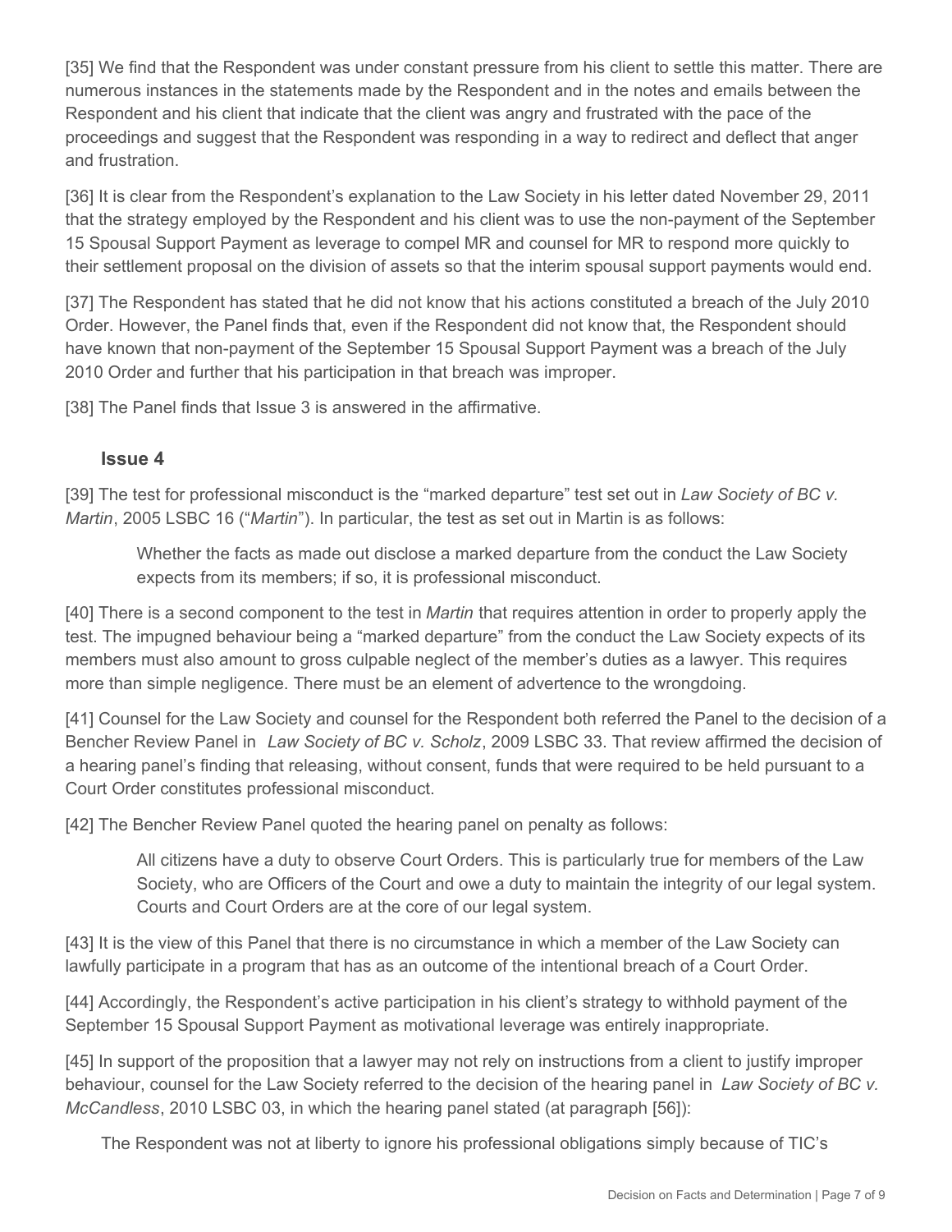[35] We find that the Respondent was under constant pressure from his client to settle this matter. There are numerous instances in the statements made by the Respondent and in the notes and emails between the Respondent and his client that indicate that the client was angry and frustrated with the pace of the proceedings and suggest that the Respondent was responding in a way to redirect and deflect that anger and frustration.

[36] It is clear from the Respondent's explanation to the Law Society in his letter dated November 29, 2011 that the strategy employed by the Respondent and his client was to use the non-payment of the September 15 Spousal Support Payment as leverage to compel MR and counsel for MR to respond more quickly to their settlement proposal on the division of assets so that the interim spousal support payments would end.

[37] The Respondent has stated that he did not know that his actions constituted a breach of the July 2010 Order. However, the Panel finds that, even if the Respondent did not know that, the Respondent should have known that non-payment of the September 15 Spousal Support Payment was a breach of the July 2010 Order and further that his participation in that breach was improper.

[38] The Panel finds that Issue 3 is answered in the affirmative.

### Issue 4

[39] The test for professional misconduct is the "marked departure" test set out in *Law Society of BC v. Martin*, 2005 LSBC 16 ("*Martin*"). In particular, the test as set out in Martin is as follows:

> Whether the facts as made out disclose a marked departure from the conduct the Law Society expects from its members; if so, it is professional misconduct.

[40] There is a second component to the test in *Martin* that requires attention in order to properly apply the test. The impugned behaviour being a "marked departure" from the conduct the Law Society expects of its members must also amount to gross culpable neglect of the member's duties as a lawyer. This requires more than simple negligence. There must be an element of advertence to the wrongdoing.

[41] Counsel for the Law Society and counsel for the Respondent both referred the Panel to the decision of a Bencher Review Panel in *Law Society of BC v. Scholz*, 2009 LSBC 33. That review affirmed the decision of a hearing panel's finding that releasing, without consent, funds that were required to be held pursuant to a Court Order constitutes professional misconduct.

[42] The Bencher Review Panel quoted the hearing panel on penalty as follows:

> All citizens have a duty to observe Court Orders. This is particularly true for members of the Law Society, who are Officers of the Court and owe a duty to maintain the integrity of our legal system. Courts and Court Orders are at the core of our legal system.

[43] It is the view of this Panel that there is no circumstance in which a member of the Law Society can lawfully participate in a program that has as an outcome of the intentional breach of a Court Order.

[44] Accordingly, the Respondent's active participation in his client's strategy to withhold payment of the September 15 Spousal Support Payment as motivational leverage was entirely inappropriate.

[45] In support of the proposition that a lawyer may not rely on instructions from a client to justify improper behaviour, counsel for the Law Society referred to the decision of the hearing panel in *Law Society of BC v. McCandless*, 2010 LSBC 03, in which the hearing panel stated (at paragraph [56]):

> The Respondent was not at liberty to ignore his professional obligations simply because of TIC's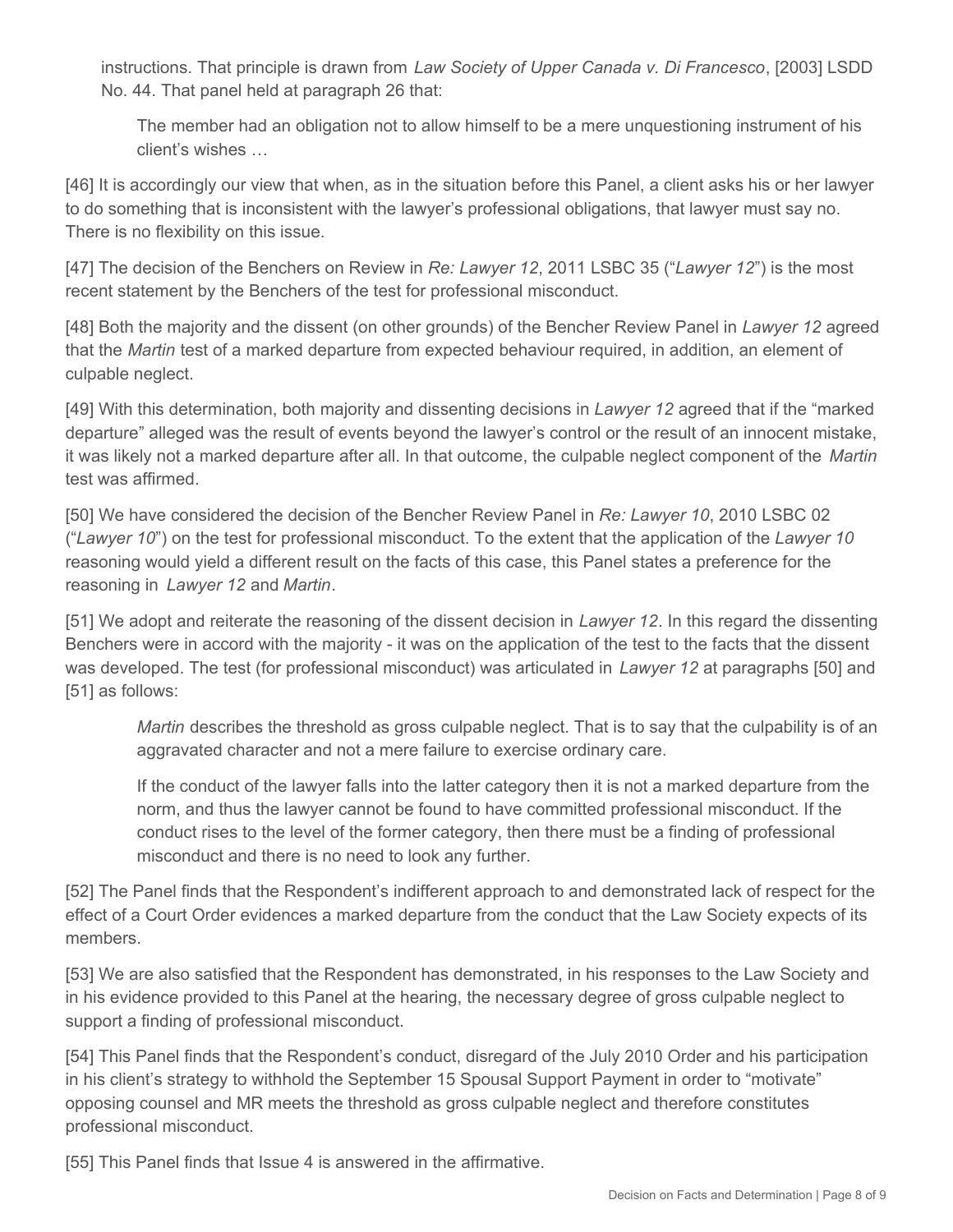instructions. That principle is drawn from *Law Society of Upper Canada v. Di Francesco*, [2003] LSDD No. 44. That panel held at paragraph 26 that:

> The member had an obligation not to allow himself to be a mere unquestioning instrument of his client's wishes …

[46] It is accordingly our view that when, as in the situation before this Panel, a client asks his or her lawyer to do something that is inconsistent with the lawyer's professional obligations, that lawyer must say no. There is no flexibility on this issue.

[47] The decision of the Benchers on Review in *Re: Lawyer 12*, 2011 LSBC 35 ("*Lawyer 12*") is the most recent statement by the Benchers of the test for professional misconduct.

[48] Both the majority and the dissent (on other grounds) of the Bencher Review Panel in *Lawyer 12* agreed that the *Martin* test of a marked departure from expected behaviour required, in addition, an element of culpable neglect.

[49] With this determination, both majority and dissenting decisions in *Lawyer 12* agreed that if the "marked departure" alleged was the result of events beyond the lawyer's control or the result of an innocent mistake, it was likely not a marked departure after all. In that outcome, the culpable neglect component of the *Martin* test was affirmed.

[50] We have considered the decision of the Bencher Review Panel in *Re: Lawyer 10*, 2010 LSBC 02 ("*Lawyer 10*") on the test for professional misconduct. To the extent that the application of the *Lawyer 10* reasoning would yield a different result on the facts of this case, this Panel states a preference for the reasoning in *Lawyer 12* and *Martin*.

[51] We adopt and reiterate the reasoning of the dissent decision in *Lawyer 12*. In this regard the dissenting Benchers were in accord with the majority - it was on the application of the test to the facts that the dissent was developed. The test (for professional misconduct) was articulated in *Lawyer 12* at paragraphs [50] and [51] as follows:

> *Martin* describes the threshold as gross culpable neglect. That is to say that the culpability is of an aggravated character and not a mere failure to exercise ordinary care.
>
> If the conduct of the lawyer falls into the latter category then it is not a marked departure from the norm, and thus the lawyer cannot be found to have committed professional misconduct. If the conduct rises to the level of the former category, then there must be a finding of professional misconduct and there is no need to look any further.

[52] The Panel finds that the Respondent's indifferent approach to and demonstrated lack of respect for the effect of a Court Order evidences a marked departure from the conduct that the Law Society expects of its members.

[53] We are also satisfied that the Respondent has demonstrated, in his responses to the Law Society and in his evidence provided to this Panel at the hearing, the necessary degree of gross culpable neglect to support a finding of professional misconduct.

[54] This Panel finds that the Respondent's conduct, disregard of the July 2010 Order and his participation in his client's strategy to withhold the September 15 Spousal Support Payment in order to "motivate" opposing counsel and MR meets the threshold as gross culpable neglect and therefore constitutes professional misconduct.

[55] This Panel finds that Issue 4 is answered in the affirmative.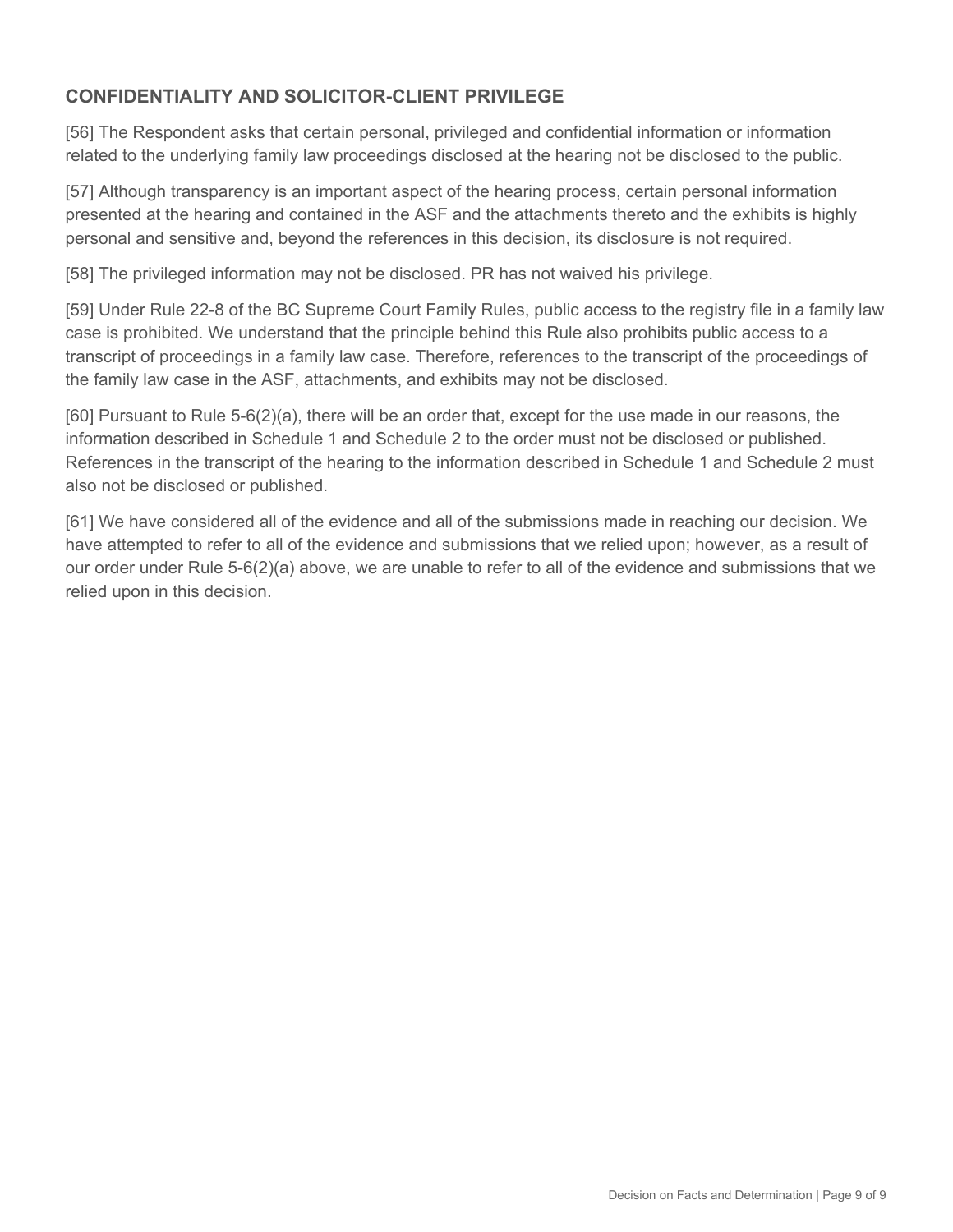## CONFIDENTIALITY AND SOLICITOR-CLIENT PRIVILEGE

[56] The Respondent asks that certain personal, privileged and confidential information or information related to the underlying family law proceedings disclosed at the hearing not be disclosed to the public.

[57] Although transparency is an important aspect of the hearing process, certain personal information presented at the hearing and contained in the ASF and the attachments thereto and the exhibits is highly personal and sensitive and, beyond the references in this decision, its disclosure is not required.

[58] The privileged information may not be disclosed. PR has not waived his privilege.

[59] Under Rule 22-8 of the BC Supreme Court Family Rules, public access to the registry file in a family law case is prohibited. We understand that the principle behind this Rule also prohibits public access to a transcript of proceedings in a family law case. Therefore, references to the transcript of the proceedings of the family law case in the ASF, attachments, and exhibits may not be disclosed.

[60] Pursuant to Rule 5-6(2)(a), there will be an order that, except for the use made in our reasons, the information described in Schedule 1 and Schedule 2 to the order must not be disclosed or published. References in the transcript of the hearing to the information described in Schedule 1 and Schedule 2 must also not be disclosed or published.

[61] We have considered all of the evidence and all of the submissions made in reaching our decision. We have attempted to refer to all of the evidence and submissions that we relied upon; however, as a result of our order under Rule 5-6(2)(a) above, we are unable to refer to all of the evidence and submissions that we relied upon in this decision.